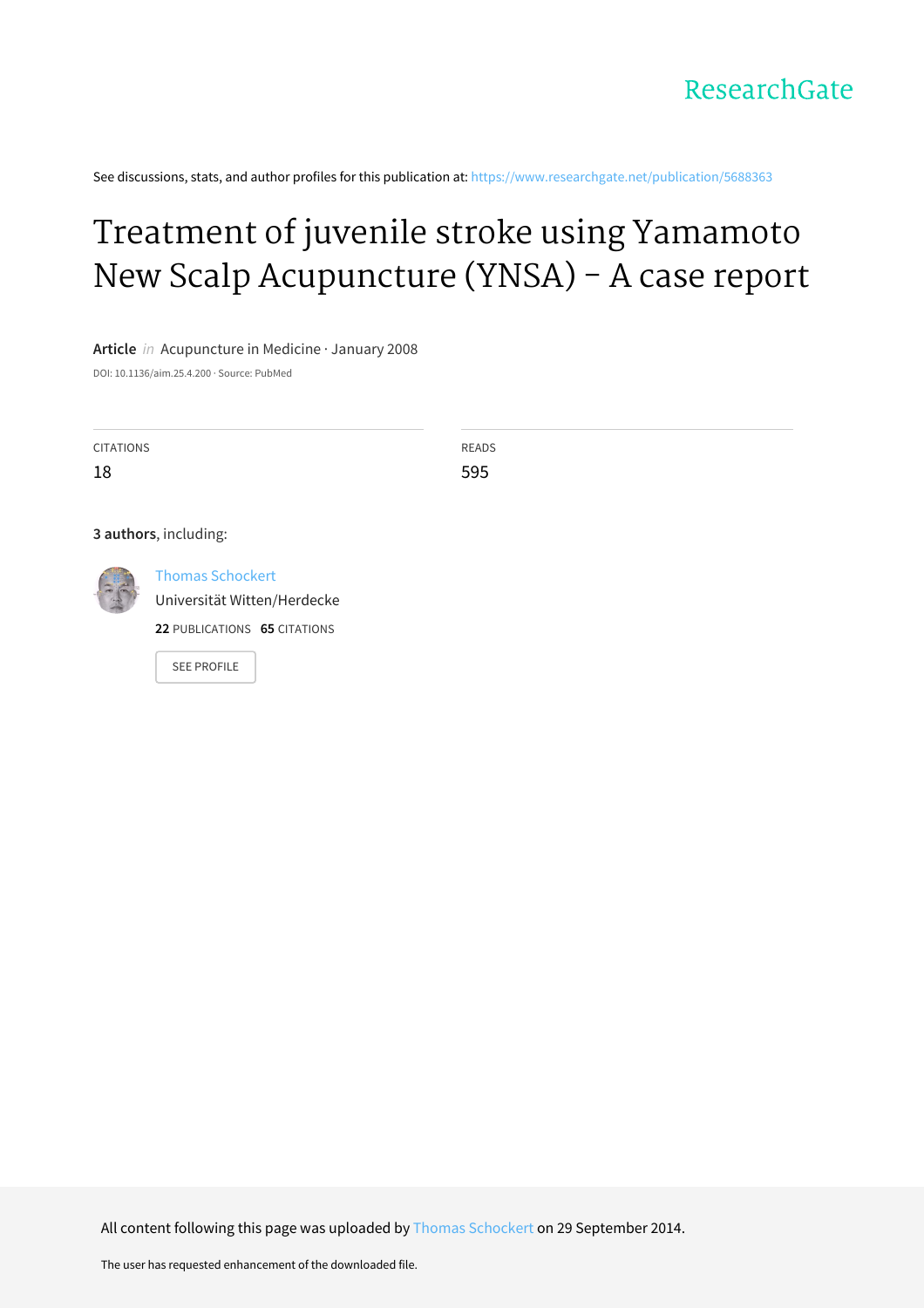ResearchGate

See discussions, stats, and author profiles for this publication at: https://www.researchgate.net/publication/5688363

# Treatment of juvenile stroke using Yamamoto New Scalp Acupuncture (YNSA) - A case report

**Article** *in* Acupuncture in Medicine · January 2008

DOI: 10.1136/aim.25.4.200 · Source: PubMed

| CITATIONS | READS |
|---|---|
| 18 | 595 |

**3 authors**, including:

Thomas Schockert
Universität Witten/Herdecke
**22** PUBLICATIONS **65** CITATIONS

SEE PROFILE

All content following this page was uploaded by Thomas Schockert on 29 September 2014.

The user has requested enhancement of the downloaded file.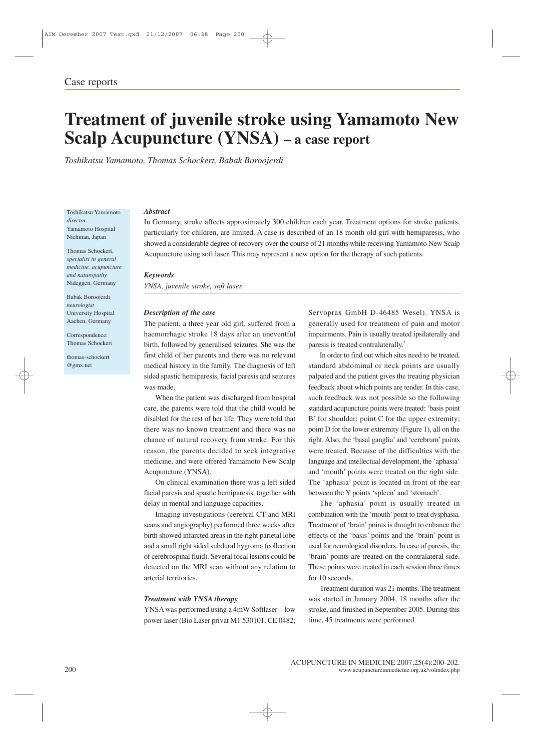Case reports

# Treatment of juvenile stroke using Yamamoto New Scalp Acupuncture (YNSA) – a case report

*Toshikatsu Yamamoto, Thomas Schockert, Babak Boroojerdi*

Toshikatsu Yamamoto
*director*
Yamamoto Hospital
Nichinan, Japan

Thomas Schockert,
*specialist in general medicine, acupuncture and naturopathy*
Nideggen, Germany

Babak Boroojerdi
*neurologist*
University Hospital
Aachen, Germany

Correspondence:
Thomas Schockert

thomas-schockert@gmx.net

***Abstract***

In Germany, stroke affects approximately 300 children each year. Treatment options for stroke patients, particularly for children, are limited. A case is described of an 18 month old girl with hemiparesis, who showed a considerable degree of recovery over the course of 21 months while receiving Yamamoto New Scalp Acupuncture using soft laser. This may represent a new option for the therapy of such patients.

***Keywords***

*YNSA, juvenile stroke, soft laser.*

***Description of the case***

The patient, a three year old girl, suffered from a haemorrhagic stroke 18 days after an uneventful birth, followed by generalised seizures. She was the first child of her parents and there was no relevant medical history in the family. The diagnosis of left sided spastic hemiparesis, facial paresis and seizures was made.

When the patient was discharged from hospital care, the parents were told that the child would be disabled for the rest of her life. They were told that there was no known treatment and there was no chance of natural recovery from stroke. For this reason, the parents decided to seek integrative medicine, and were offered Yamamoto New Scalp Acupuncture (YNSA).

On clinical examination there was a left sided facial paresis and spastic hemiparesis, together with delay in mental and language capacities.

Imaging investigations (cerebral CT and MRI scans and angiography) performed three weeks after birth showed infarcted areas in the right parietal lobe and a small right sided subdural hygroma (collection of cerebrospinal fluid). Several focal lesions could be detected on the MRI scan without any relation to arterial territories.

***Treatment with YNSA therapy***

YNSA was performed using a 4mW Softlaser – low power laser (Bio Laser privat M1 530101, CE 0482; Servoprax GmbH D-46485 Wesel). YNSA is generally used for treatment of pain and motor impairments. Pain is usually treated ipsilaterally and paresis is treated contralaterally.[5]

In order to find out which sites need to be treated, standard abdominal or neck points are usually palpated and the patient gives the treating physician feedback about which points are tender. In this case, such feedback was not possible so the following standard acupuncture points were treated: 'basis point B' for shoulder; point C for the upper extremity; point D for the lower extremity (Figure 1), all on the right. Also, the 'basal ganglia' and 'cerebrum' points were treated. Because of the difficulties with the language and intellectual development, the 'aphasia' and 'mouth' points were treated on the right side. The 'aphasia' point is located in front of the ear between the Y points 'spleen' and 'stomach'.

The 'aphasia' point is usually treated in combination with the 'mouth' point to treat dysphasia. Treatment of 'brain' points is thought to enhance the effects of the 'basis' points and the 'brain' point is used for neurological disorders. In case of paresis, the 'brain' points are treated on the contralateral side. These points were treated in each session three times for 10 seconds.

Treatment duration was 21 months. The treatment was started in January 2004, 18 months after the stroke, and finished in September 2005. During this time, 45 treatments were performed.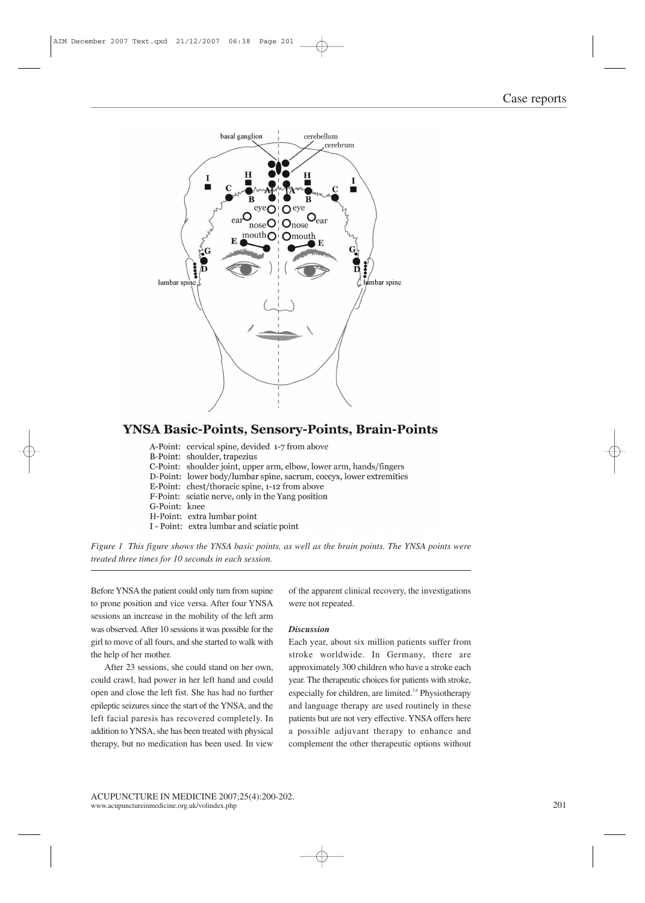## YNSA Basic-Points, Sensory-Points, Brain-Points

A-Point: cervical spine, devided 1-7 from above
B-Point: shoulder, trapezius
C-Point: shoulder joint, upper arm, elbow, lower arm, hands/fingers
D-Point: lower body/lumbar spine, sacrum, coccyx, lower extremities
E-Point: chest/thoracic spine, 1-12 from above
F-Point: sciatic nerve, only in the Yang position
G-Point: knee
H-Point: extra lumbar point
I - Point: extra lumbar and sciatic point

*Figure 1 This figure shows the YNSA basic points, as well as the brain points. The YNSA points were treated three times for 10 seconds in each session.*

Before YNSA the patient could only turn from supine to prone position and vice versa. After four YNSA sessions an increase in the mobility of the left arm was observed. After 10 sessions it was possible for the girl to move of all fours, and she started to walk with the help of her mother.

After 23 sessions, she could stand on her own, could crawl, had power in her left hand and could open and close the left fist. She has had no further epileptic seizures since the start of the YNSA, and the left facial paresis has recovered completely. In addition to YNSA, she has been treated with physical therapy, but no medication has been used. In view of the apparent clinical recovery, the investigations were not repeated.

### *Discussion*

Each year, about six million patients suffer from stroke worldwide. In Germany, there are approximately 300 children who have a stroke each year. The therapeutic choices for patients with stroke, especially for children, are limited.[3,4] Physiotherapy and language therapy are used routinely in these patients but are not very effective. YNSA offers here a possible adjuvant therapy to enhance and complement the other therapeutic options without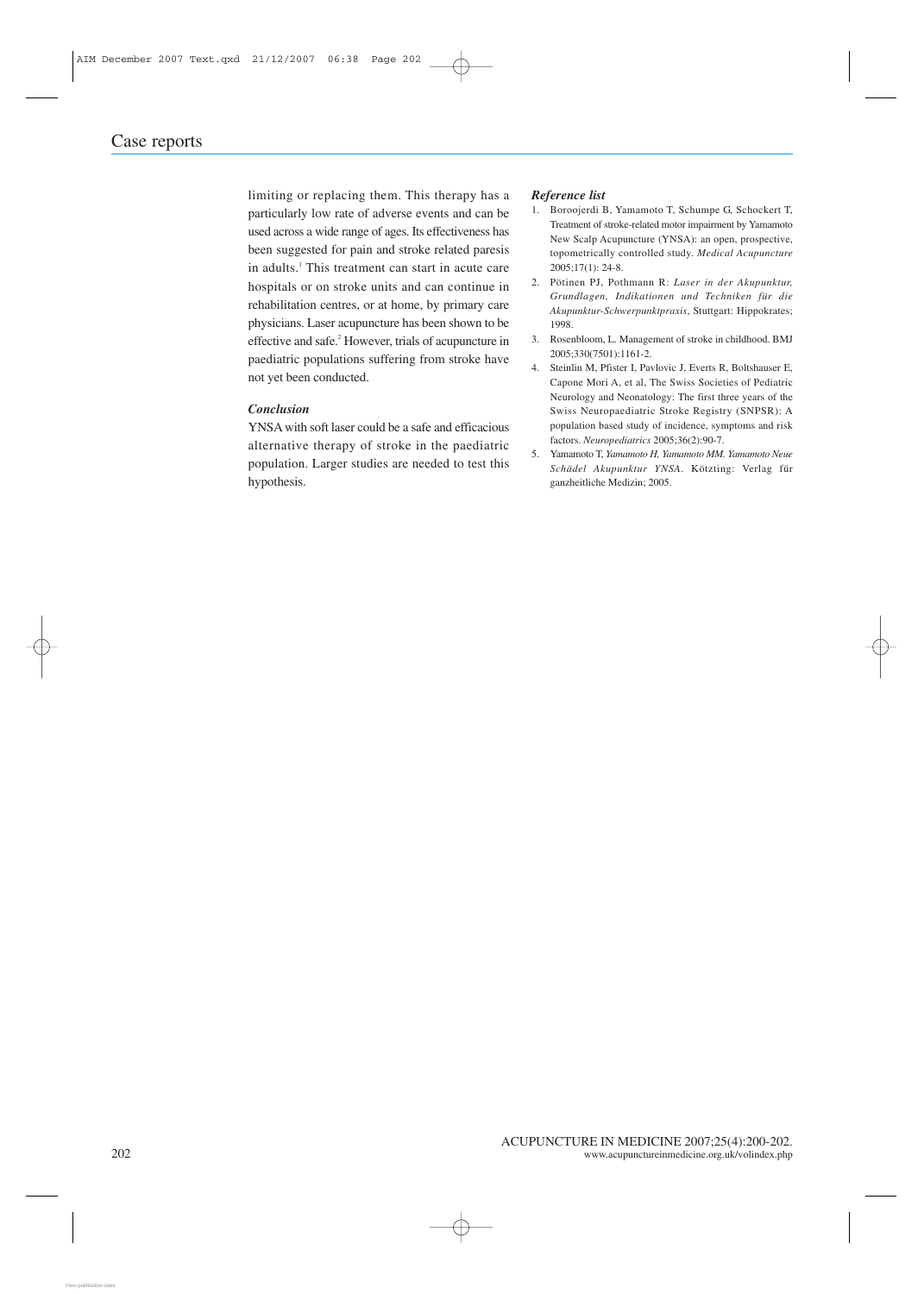limiting or replacing them. This therapy has a particularly low rate of adverse events and can be used across a wide range of ages. Its effectiveness has been suggested for pain and stroke related paresis in adults.[1] This treatment can start in acute care hospitals or on stroke units and can continue in rehabilitation centres, or at home, by primary care physicians. Laser acupuncture has been shown to be effective and safe.[2] However, trials of acupuncture in paediatric populations suffering from stroke have not yet been conducted.

### *Conclusion*

YNSA with soft laser could be a safe and efficacious alternative therapy of stroke in the paediatric population. Larger studies are needed to test this hypothesis.

### *Reference list*

1. Boroojerdi B, Yamamoto T, Schumpe G, Schockert T, Treatment of stroke-related motor impairment by Yamamoto New Scalp Acupuncture (YNSA): an open, prospective, topometrically controlled study. *Medical Acupuncture* 2005;17(1): 24-8.
2. Pötinen PJ, Pothmann R: *Laser in der Akupunktur, Grundlagen, Indikationen und Techniken für die Akupunktur-Schwerpunktpraxis*, Stuttgart: Hippokrates; 1998.
3. Rosenbloom, L. Management of stroke in childhood. BMJ 2005;330(7501):1161-2.
4. Steinlin M, Pfister I, Pavlovic J, Everts R, Boltshauser E, Capone Mori A, et al, The Swiss Societies of Pediatric Neurology and Neonatology: The first three years of the Swiss Neuropaediatric Stroke Registry (SNPSR): A population based study of incidence, symptoms and risk factors. *Neuropediatrics* 2005;36(2):90-7.
5. Yamamoto T, *Yamamoto H, Yamamoto MM. Yamamoto Neue Schädel Akupunktur YNSA*. Kötzting: Verlag für ganzheitliche Medizin; 2005.